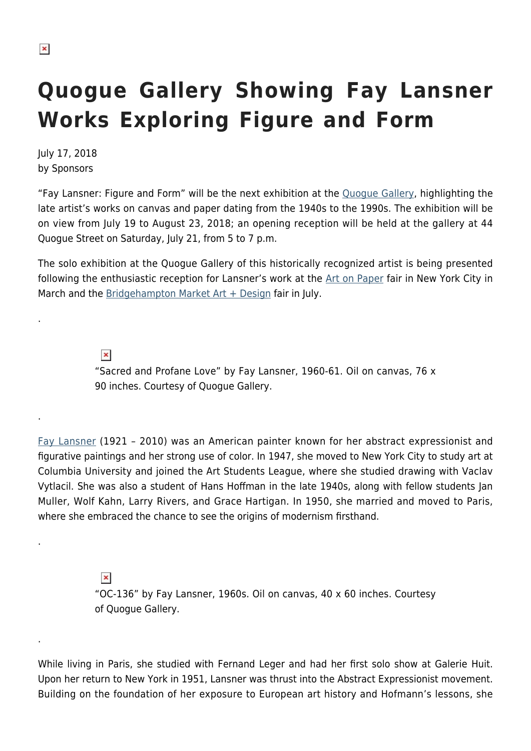# Quogue Gallery Showing Fay Lansner Works Exploring Figure and Form

July 17, 2018
by Sponsors

"Fay Lansner: Figure and Form" will be the next exhibition at the Quogue Gallery, highlighting the late artist's works on canvas and paper dating from the 1940s to the 1990s. The exhibition will be on view from July 19 to August 23, 2018; an opening reception will be held at the gallery at 44 Quogue Street on Saturday, July 21, from 5 to 7 p.m.

The solo exhibition at the Quogue Gallery of this historically recognized artist is being presented following the enthusiastic reception for Lansner's work at the Art on Paper fair in New York City in March and the Bridgehampton Market Art + Design fair in July.

.

"Sacred and Profane Love" by Fay Lansner, 1960-61. Oil on canvas, 76 x 90 inches. Courtesy of Quogue Gallery.

.

Fay Lansner (1921 – 2010) was an American painter known for her abstract expressionist and figurative paintings and her strong use of color. In 1947, she moved to New York City to study art at Columbia University and joined the Art Students League, where she studied drawing with Vaclav Vytlacil. She was also a student of Hans Hoffman in the late 1940s, along with fellow students Jan Muller, Wolf Kahn, Larry Rivers, and Grace Hartigan. In 1950, she married and moved to Paris, where she embraced the chance to see the origins of modernism firsthand.

.

"OC-136" by Fay Lansner, 1960s. Oil on canvas, 40 x 60 inches. Courtesy of Quogue Gallery.

.

While living in Paris, she studied with Fernand Leger and had her first solo show at Galerie Huit. Upon her return to New York in 1951, Lansner was thrust into the Abstract Expressionist movement. Building on the foundation of her exposure to European art history and Hofmann's lessons, she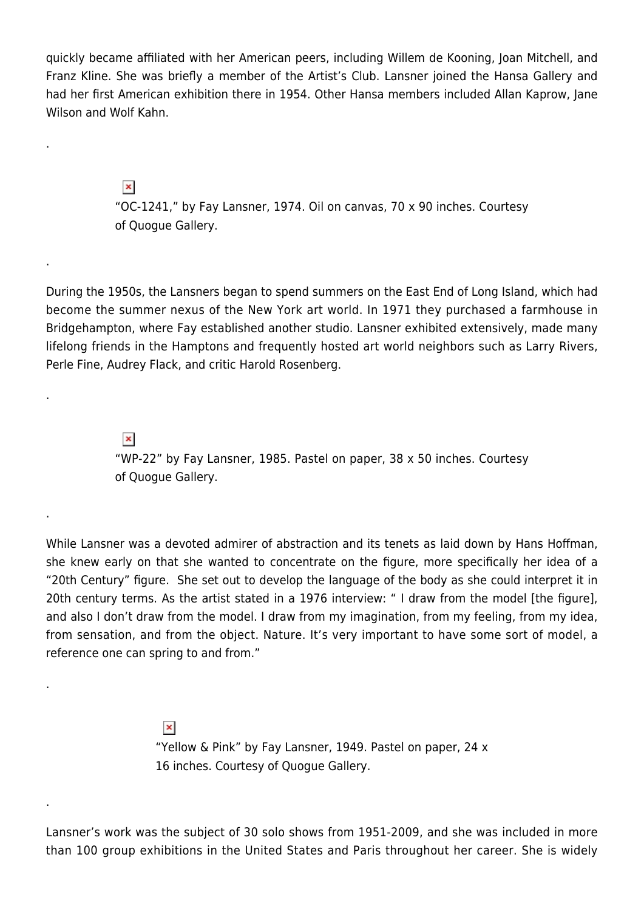quickly became affiliated with her American peers, including Willem de Kooning, Joan Mitchell, and Franz Kline. She was briefly a member of the Artist's Club. Lansner joined the Hansa Gallery and had her first American exhibition there in 1954. Other Hansa members included Allan Kaprow, Jane Wilson and Wolf Kahn.

.

"OC-1241," by Fay Lansner, 1974. Oil on canvas, 70 x 90 inches. Courtesy of Quogue Gallery.

.

During the 1950s, the Lansners began to spend summers on the East End of Long Island, which had become the summer nexus of the New York art world. In 1971 they purchased a farmhouse in Bridgehampton, where Fay established another studio. Lansner exhibited extensively, made many lifelong friends in the Hamptons and frequently hosted art world neighbors such as Larry Rivers, Perle Fine, Audrey Flack, and critic Harold Rosenberg.

.

"WP-22" by Fay Lansner, 1985. Pastel on paper, 38 x 50 inches. Courtesy of Quogue Gallery.

.

While Lansner was a devoted admirer of abstraction and its tenets as laid down by Hans Hoffman, she knew early on that she wanted to concentrate on the figure, more specifically her idea of a "20th Century" figure. She set out to develop the language of the body as she could interpret it in 20th century terms. As the artist stated in a 1976 interview: " I draw from the model [the figure], and also I don't draw from the model. I draw from my imagination, from my feeling, from my idea, from sensation, and from the object. Nature. It's very important to have some sort of model, a reference one can spring to and from."

.

"Yellow & Pink" by Fay Lansner, 1949. Pastel on paper, 24 x 16 inches. Courtesy of Quogue Gallery.

.

Lansner's work was the subject of 30 solo shows from 1951-2009, and she was included in more than 100 group exhibitions in the United States and Paris throughout her career. She is widely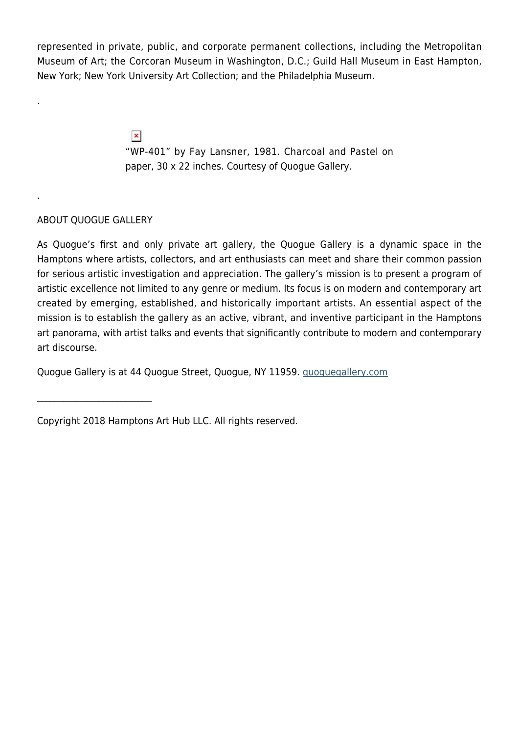represented in private, public, and corporate permanent collections, including the Metropolitan Museum of Art; the Corcoran Museum in Washington, D.C.; Guild Hall Museum in East Hampton, New York; New York University Art Collection; and the Philadelphia Museum.

.

"WP-401" by Fay Lansner, 1981. Charcoal and Pastel on paper, 30 x 22 inches. Courtesy of Quogue Gallery.

.

ABOUT QUOGUE GALLERY

As Quogue's first and only private art gallery, the Quogue Gallery is a dynamic space in the Hamptons where artists, collectors, and art enthusiasts can meet and share their common passion for serious artistic investigation and appreciation. The gallery's mission is to present a program of artistic excellence not limited to any genre or medium. Its focus is on modern and contemporary art created by emerging, established, and historically important artists. An essential aspect of the mission is to establish the gallery as an active, vibrant, and inventive participant in the Hamptons art panorama, with artist talks and events that significantly contribute to modern and contemporary art discourse.

Quogue Gallery is at 44 Quogue Street, Quogue, NY 11959. quoguegallery.com

_________________________

Copyright 2018 Hamptons Art Hub LLC. All rights reserved.